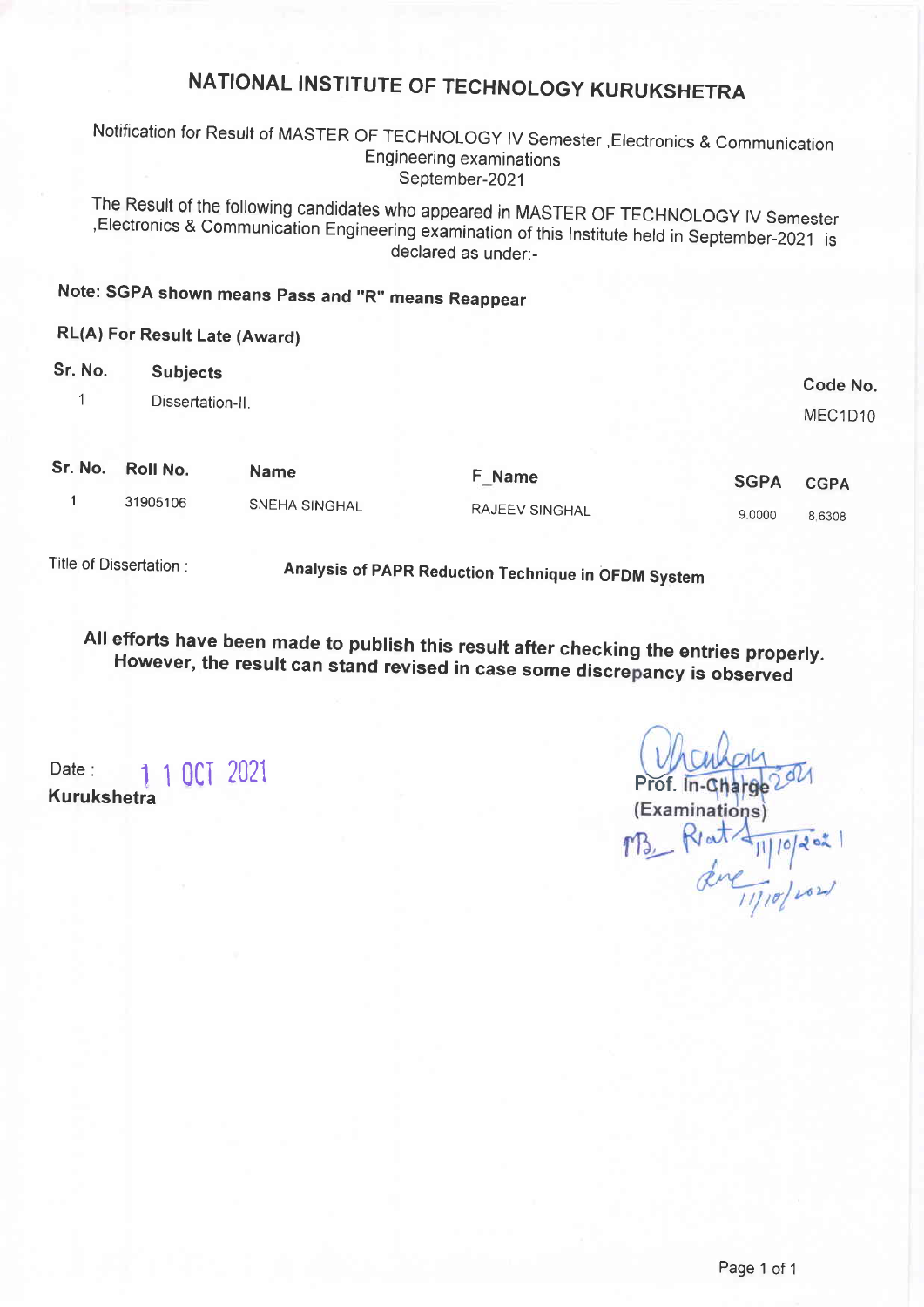# NATIONAL INSTITUTE OF TECHNOLOGY KURUKSHETRA

Notification for Result of MASTER OF TECHNOLOGY IV Semester ,Electronics & Communication Engineering examinations
September-2021

The Result of the following candidates who appeared in MASTER OF TECHNOLOGY IV Semester ,Electronics & Communication Engineering examination of this Institute held in September-2021 is declared as under:-

**Note: SGPA shown means Pass and "R" means Reappear**

**RL(A) For Result Late (Award)**

| Sr. No. | Subjects | Code No. |
|---|---|---|
| 1 | Dissertation-II. | MEC1D10 |

| Sr. No. | Roll No. | Name | F_Name | SGPA | CGPA |
|---|---|---|---|---|---|
| 1 | 31905106 | SNEHA SINGHAL | RAJEEV SINGHAL | 9.0000 | 8.6308 |

Title of Dissertation : **Analysis of PAPR Reduction Technique in OFDM System**

**All efforts have been made to publish this result after checking the entries properly. However, the result can stand revised in case some discrepancy is observed**

Date : 11 OCT 2021
**Kurukshetra**

Prof. In-Charge
(Examinations)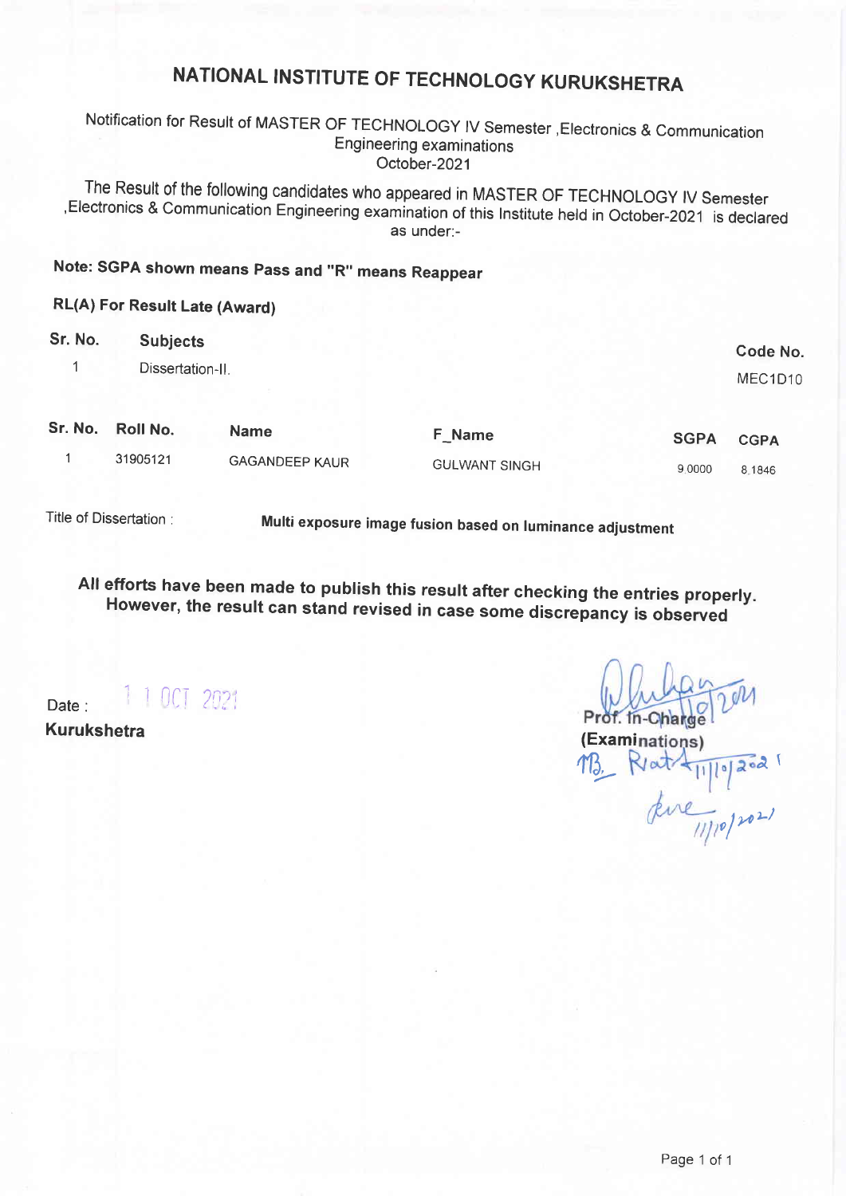# NATIONAL INSTITUTE OF TECHNOLOGY KURUKSHETRA

Notification for Result of MASTER OF TECHNOLOGY IV Semester ,Electronics & Communication Engineering examinations
October-2021

The Result of the following candidates who appeared in MASTER OF TECHNOLOGY IV Semester ,Electronics & Communication Engineering examination of this Institute held in October-2021 is declared as under:-

**Note: SGPA shown means Pass and "R" means Reappear**

**RL(A) For Result Late (Award)**

| Sr. No. | Subjects | Code No. |
|---|---|---|
| 1 | Dissertation-II. | MEC1D10 |

| Sr. No. | Roll No. | Name | F_Name | SGPA | CGPA |
|---|---|---|---|---|---|
| 1 | 31905121 | GAGANDEEP KAUR | GULWANT SINGH | 9.0000 | 8.1846 |

Title of Dissertation : **Multi exposure image fusion based on luminance adjustment**

**All efforts have been made to publish this result after checking the entries properly. However, the result can stand revised in case some discrepancy is observed**

Date : 11 OCT 2021

**Kurukshetra**

Prof. In-Charge
**(Examinations)**